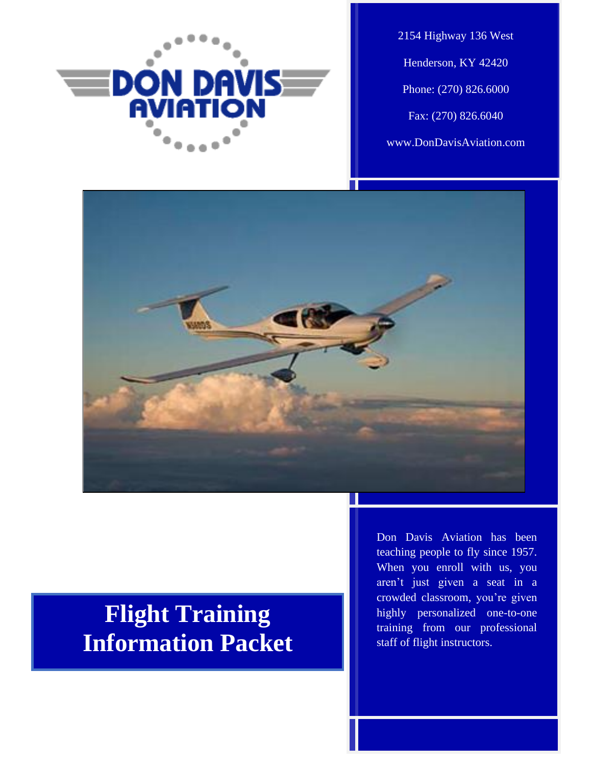# Flight Training Information Packet

2154 Highway 136 West

Henderson, KY 42420

Phone: (270) 826.6000

Fax: (270) 826.6040

www.DonDavisAviation.com

Don Davis Aviation has been teaching people to fly since 1957. When you enroll with us, you aren't just given a seat in a crowded classroom, you're given highly personalized one-to-one training from our professional staff of flight instructors.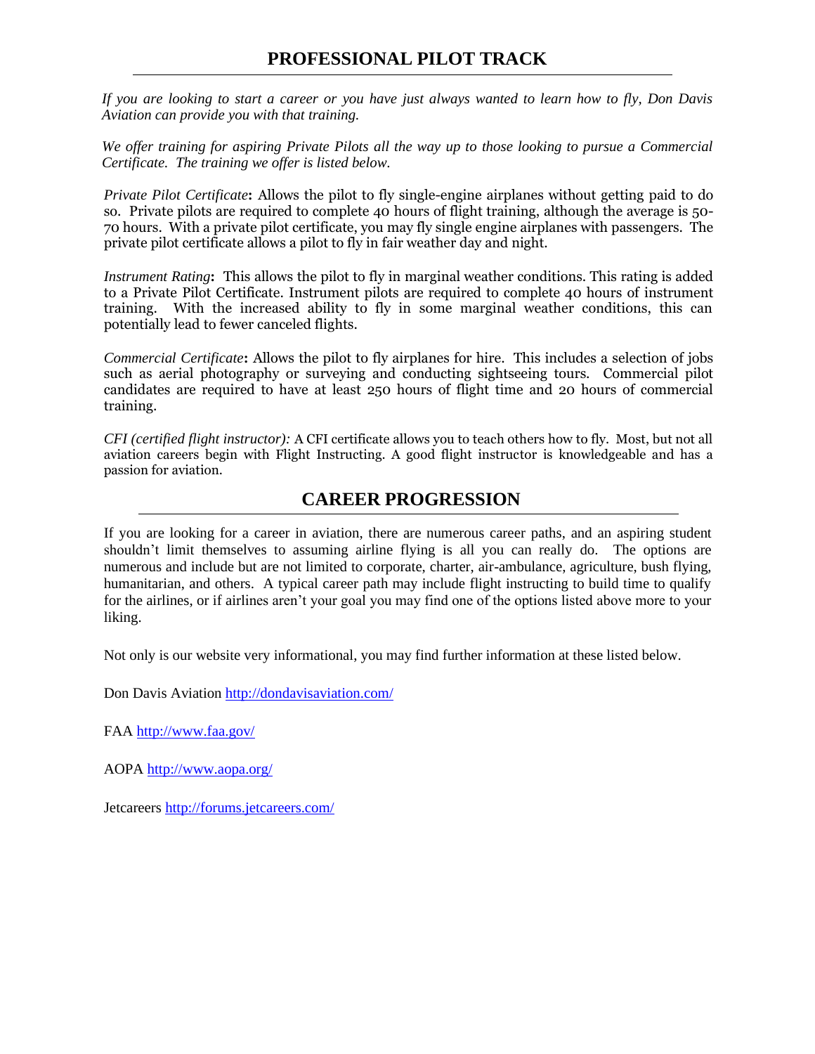# PROFESSIONAL PILOT TRACK

*If you are looking to start a career or you have just always wanted to learn how to fly, Don Davis Aviation can provide you with that training.*

*We offer training for aspiring Private Pilots all the way up to those looking to pursue a Commercial Certificate. The training we offer is listed below.*

*Private Pilot Certificate***:** Allows the pilot to fly single-engine airplanes without getting paid to do so. Private pilots are required to complete 40 hours of flight training, although the average is 50-70 hours. With a private pilot certificate, you may fly single engine airplanes with passengers. The private pilot certificate allows a pilot to fly in fair weather day and night.

*Instrument Rating***:** This allows the pilot to fly in marginal weather conditions. This rating is added to a Private Pilot Certificate. Instrument pilots are required to complete 40 hours of instrument training. With the increased ability to fly in some marginal weather conditions, this can potentially lead to fewer canceled flights.

*Commercial Certificate***:** Allows the pilot to fly airplanes for hire. This includes a selection of jobs such as aerial photography or surveying and conducting sightseeing tours. Commercial pilot candidates are required to have at least 250 hours of flight time and 20 hours of commercial training.

*CFI (certified flight instructor):* A CFI certificate allows you to teach others how to fly. Most, but not all aviation careers begin with Flight Instructing. A good flight instructor is knowledgeable and has a passion for aviation.

# CAREER PROGRESSION

If you are looking for a career in aviation, there are numerous career paths, and an aspiring student shouldn't limit themselves to assuming airline flying is all you can really do. The options are numerous and include but are not limited to corporate, charter, air-ambulance, agriculture, bush flying, humanitarian, and others. A typical career path may include flight instructing to build time to qualify for the airlines, or if airlines aren't your goal you may find one of the options listed above more to your liking.

Not only is our website very informational, you may find further information at these listed below.

Don Davis Aviation http://dondavisaviation.com/

FAA http://www.faa.gov/

AOPA http://www.aopa.org/

Jetcareers http://forums.jetcareers.com/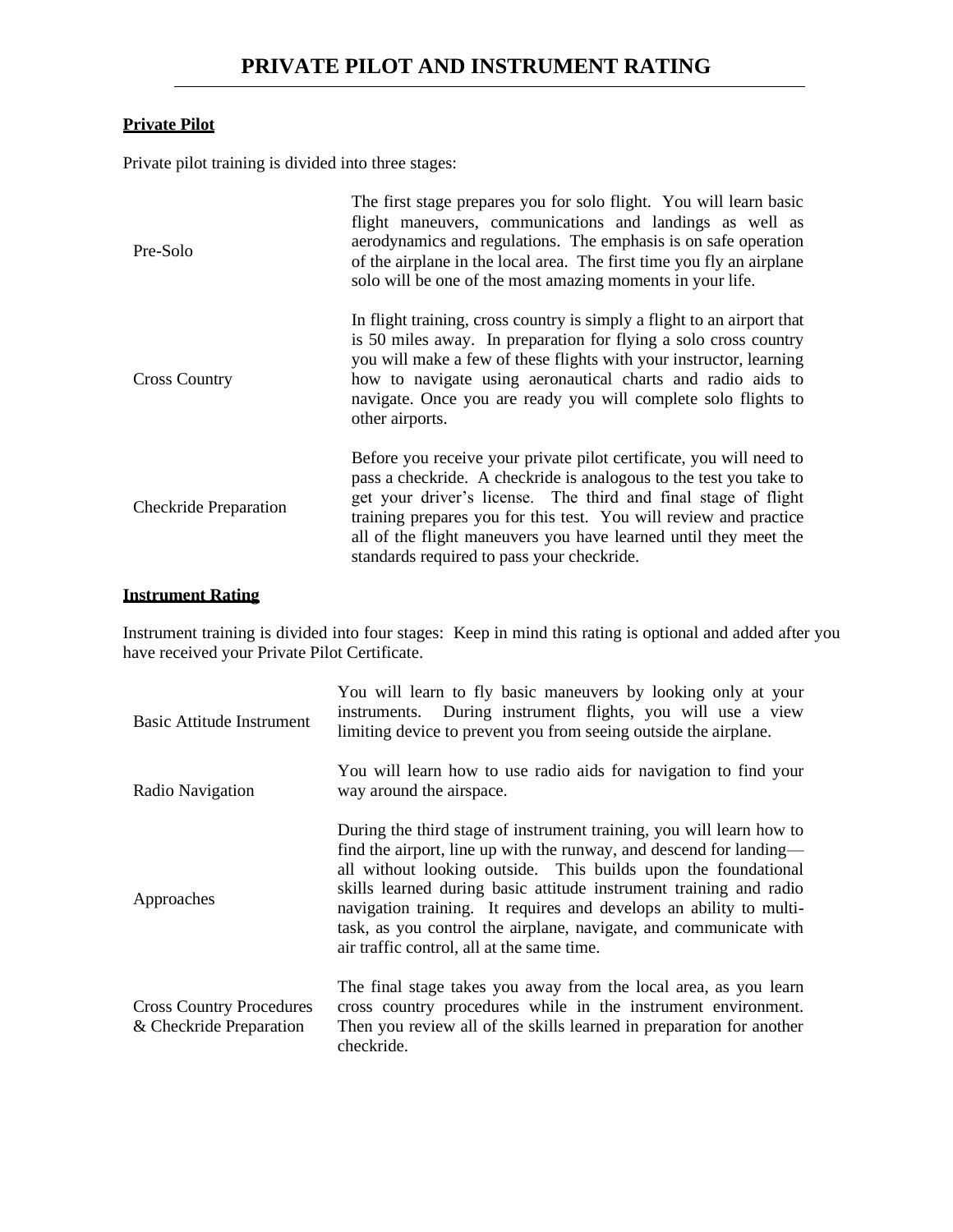# PRIVATE PILOT AND INSTRUMENT RATING

## Private Pilot

Private pilot training is divided into three stages:

| | |
|---|---|
| Pre-Solo | The first stage prepares you for solo flight. You will learn basic flight maneuvers, communications and landings as well as aerodynamics and regulations. The emphasis is on safe operation of the airplane in the local area. The first time you fly an airplane solo will be one of the most amazing moments in your life. |
| Cross Country | In flight training, cross country is simply a flight to an airport that is 50 miles away. In preparation for flying a solo cross country you will make a few of these flights with your instructor, learning how to navigate using aeronautical charts and radio aids to navigate. Once you are ready you will complete solo flights to other airports. |
| Checkride Preparation | Before you receive your private pilot certificate, you will need to pass a checkride. A checkride is analogous to the test you take to get your driver's license. The third and final stage of flight training prepares you for this test. You will review and practice all of the flight maneuvers you have learned until they meet the standards required to pass your checkride. |

## Instrument Rating

Instrument training is divided into four stages: Keep in mind this rating is optional and added after you have received your Private Pilot Certificate.

| | |
|---|---|
| Basic Attitude Instrument | You will learn to fly basic maneuvers by looking only at your instruments. During instrument flights, you will use a view limiting device to prevent you from seeing outside the airplane. |
| Radio Navigation | You will learn how to use radio aids for navigation to find your way around the airspace. |
| Approaches | During the third stage of instrument training, you will learn how to find the airport, line up with the runway, and descend for landing—all without looking outside. This builds upon the foundational skills learned during basic attitude instrument training and radio navigation training. It requires and develops an ability to multi-task, as you control the airplane, navigate, and communicate with air traffic control, all at the same time. |
| Cross Country Procedures & Checkride Preparation | The final stage takes you away from the local area, as you learn cross country procedures while in the instrument environment. Then you review all of the skills learned in preparation for another checkride. |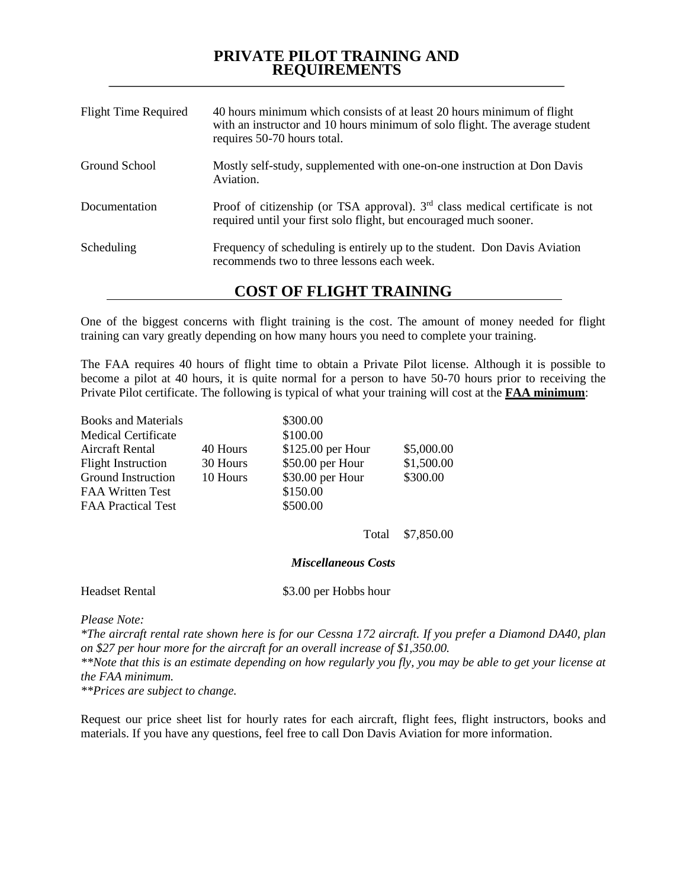# PRIVATE PILOT TRAINING AND REQUIREMENTS

| | |
|---|---|
| Flight Time Required | 40 hours minimum which consists of at least 20 hours minimum of flight with an instructor and 10 hours minimum of solo flight. The average student requires 50-70 hours total. |
| Ground School | Mostly self-study, supplemented with one-on-one instruction at Don Davis Aviation. |
| Documentation | Proof of citizenship (or TSA approval). 3rd class medical certificate is not required until your first solo flight, but encouraged much sooner. |
| Scheduling | Frequency of scheduling is entirely up to the student. Don Davis Aviation recommends two to three lessons each week. |

## COST OF FLIGHT TRAINING

One of the biggest concerns with flight training is the cost. The amount of money needed for flight training can vary greatly depending on how many hours you need to complete your training.

The FAA requires 40 hours of flight time to obtain a Private Pilot license. Although it is possible to become a pilot at 40 hours, it is quite normal for a person to have 50-70 hours prior to receiving the Private Pilot certificate. The following is typical of what your training will cost at the **FAA minimum**:

| | | | |
|---|---|---|---|
| Books and Materials | | $300.00 | |
| Medical Certificate | | $100.00 | |
| Aircraft Rental | 40 Hours | $125.00 per Hour | $5,000.00 |
| Flight Instruction | 30 Hours | $50.00 per Hour | $1,500.00 |
| Ground Instruction | 10 Hours | $30.00 per Hour | $300.00 |
| FAA Written Test | | $150.00 | |
| FAA Practical Test | | $500.00 | |
| | | Total | $7,850.00 |

### *Miscellaneous Costs*

Headset Rental $3.00 per Hobbs hour

*Please Note:*

*\*The aircraft rental rate shown here is for our Cessna 172 aircraft. If you prefer a Diamond DA40, plan on $27 per hour more for the aircraft for an overall increase of $1,350.00.*

*\*\*Note that this is an estimate depending on how regularly you fly, you may be able to get your license at the FAA minimum.*

*\*\*Prices are subject to change.*

Request our price sheet list for hourly rates for each aircraft, flight fees, flight instructors, books and materials. If you have any questions, feel free to call Don Davis Aviation for more information.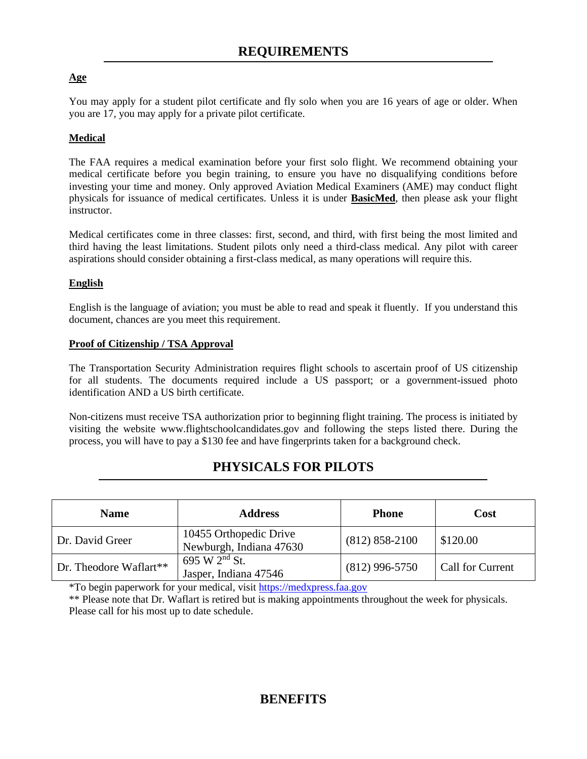# REQUIREMENTS

**Age**

You may apply for a student pilot certificate and fly solo when you are 16 years of age or older. When you are 17, you may apply for a private pilot certificate.

**Medical**

The FAA requires a medical examination before your first solo flight. We recommend obtaining your medical certificate before you begin training, to ensure you have no disqualifying conditions before investing your time and money. Only approved Aviation Medical Examiners (AME) may conduct flight physicals for issuance of medical certificates. Unless it is under **BasicMed**, then please ask your flight instructor.

Medical certificates come in three classes: first, second, and third, with first being the most limited and third having the least limitations. Student pilots only need a third-class medical. Any pilot with career aspirations should consider obtaining a first-class medical, as many operations will require this.

**English**

English is the language of aviation; you must be able to read and speak it fluently. If you understand this document, chances are you meet this requirement.

**Proof of Citizenship / TSA Approval**

The Transportation Security Administration requires flight schools to ascertain proof of US citizenship for all students. The documents required include a US passport; or a government-issued photo identification AND a US birth certificate.

Non-citizens must receive TSA authorization prior to beginning flight training. The process is initiated by visiting the website www.flightschoolcandidates.gov and following the steps listed there. During the process, you will have to pay a $130 fee and have fingerprints taken for a background check.

# PHYSICALS FOR PILOTS

| Name | Address | Phone | Cost |
|---|---|---|---|
| Dr. David Greer | 10455 Orthopedic Drive<br>Newburgh, Indiana 47630 | (812) 858-2100 | $120.00 |
| Dr. Theodore Waflart** | 695 W 2nd St.<br>Jasper, Indiana 47546 | (812) 996-5750 | Call for Current |

*To begin paperwork for your medical, visit https://medxpress.faa.gov

** Please note that Dr. Waflart is retired but is making appointments throughout the week for physicals. Please call for his most up to date schedule.

# BENEFITS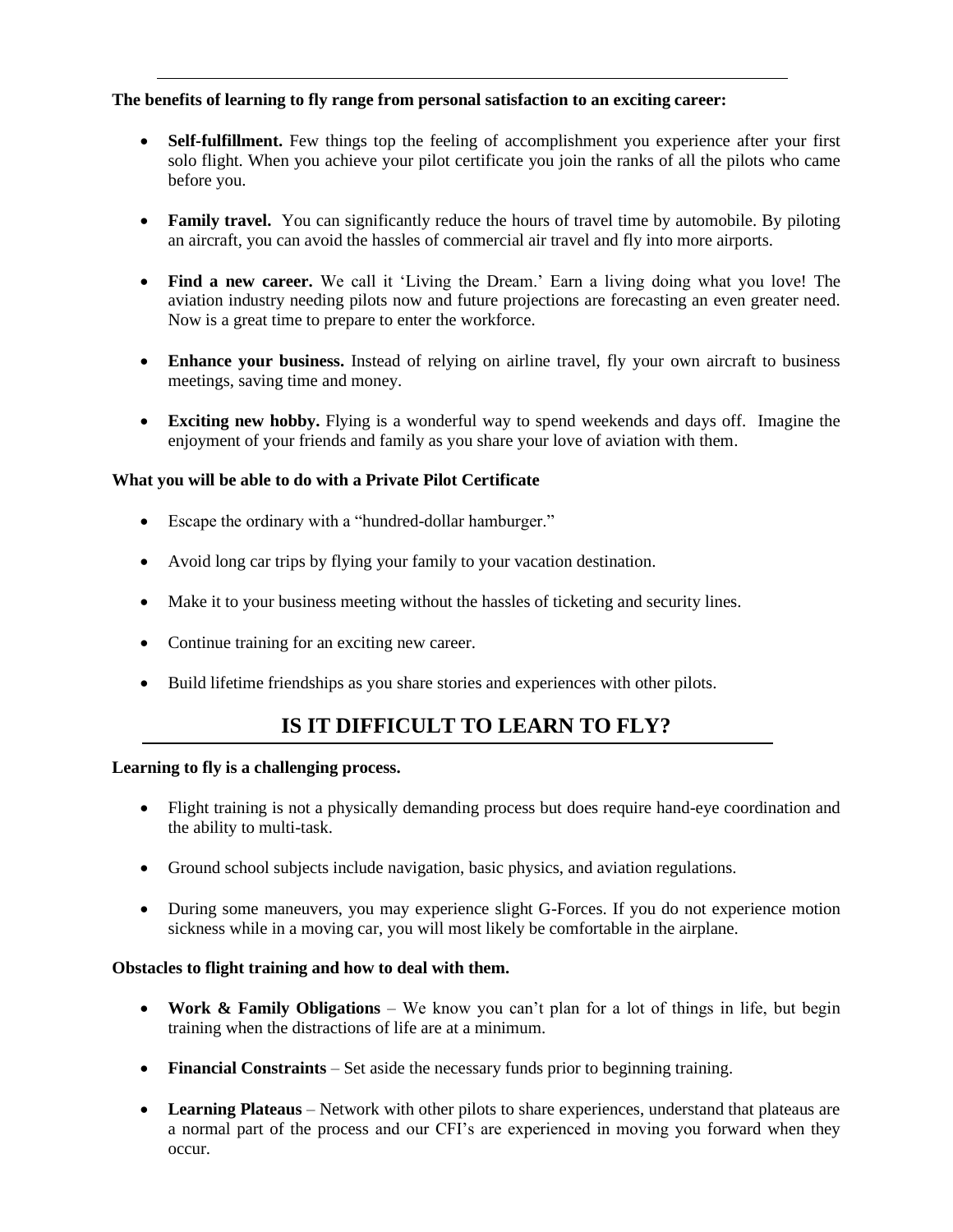**The benefits of learning to fly range from personal satisfaction to an exciting career:**

- **Self-fulfillment.** Few things top the feeling of accomplishment you experience after your first solo flight. When you achieve your pilot certificate you join the ranks of all the pilots who came before you.

- **Family travel.** You can significantly reduce the hours of travel time by automobile. By piloting an aircraft, you can avoid the hassles of commercial air travel and fly into more airports.

- **Find a new career.** We call it 'Living the Dream.' Earn a living doing what you love! The aviation industry needing pilots now and future projections are forecasting an even greater need. Now is a great time to prepare to enter the workforce.

- **Enhance your business.** Instead of relying on airline travel, fly your own aircraft to business meetings, saving time and money.

- **Exciting new hobby.** Flying is a wonderful way to spend weekends and days off. Imagine the enjoyment of your friends and family as you share your love of aviation with them.

**What you will be able to do with a Private Pilot Certificate**

- Escape the ordinary with a "hundred-dollar hamburger."

- Avoid long car trips by flying your family to your vacation destination.

- Make it to your business meeting without the hassles of ticketing and security lines.

- Continue training for an exciting new career.

- Build lifetime friendships as you share stories and experiences with other pilots.

## IS IT DIFFICULT TO LEARN TO FLY?

**Learning to fly is a challenging process.**

- Flight training is not a physically demanding process but does require hand-eye coordination and the ability to multi-task.

- Ground school subjects include navigation, basic physics, and aviation regulations.

- During some maneuvers, you may experience slight G-Forces. If you do not experience motion sickness while in a moving car, you will most likely be comfortable in the airplane.

**Obstacles to flight training and how to deal with them.**

- **Work & Family Obligations** – We know you can't plan for a lot of things in life, but begin training when the distractions of life are at a minimum.

- **Financial Constraints** – Set aside the necessary funds prior to beginning training.

- **Learning Plateaus** – Network with other pilots to share experiences, understand that plateaus are a normal part of the process and our CFI's are experienced in moving you forward when they occur.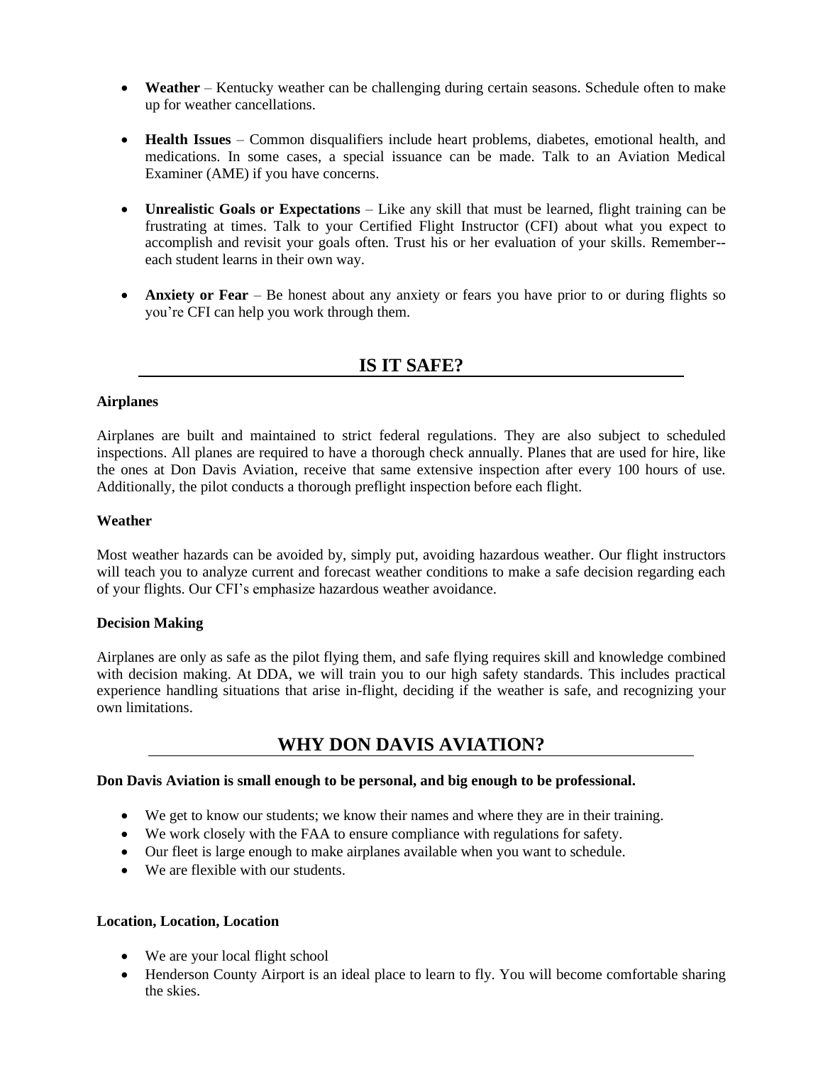- **Weather** – Kentucky weather can be challenging during certain seasons. Schedule often to make up for weather cancellations.

- **Health Issues** – Common disqualifiers include heart problems, diabetes, emotional health, and medications. In some cases, a special issuance can be made. Talk to an Aviation Medical Examiner (AME) if you have concerns.

- **Unrealistic Goals or Expectations** – Like any skill that must be learned, flight training can be frustrating at times. Talk to your Certified Flight Instructor (CFI) about what you expect to accomplish and revisit your goals often. Trust his or her evaluation of your skills. Remember--each student learns in their own way.

- **Anxiety or Fear** – Be honest about any anxiety or fears you have prior to or during flights so you're CFI can help you work through them.

## IS IT SAFE?

**Airplanes**

Airplanes are built and maintained to strict federal regulations. They are also subject to scheduled inspections. All planes are required to have a thorough check annually. Planes that are used for hire, like the ones at Don Davis Aviation, receive that same extensive inspection after every 100 hours of use. Additionally, the pilot conducts a thorough preflight inspection before each flight.

**Weather**

Most weather hazards can be avoided by, simply put, avoiding hazardous weather. Our flight instructors will teach you to analyze current and forecast weather conditions to make a safe decision regarding each of your flights. Our CFI's emphasize hazardous weather avoidance.

**Decision Making**

Airplanes are only as safe as the pilot flying them, and safe flying requires skill and knowledge combined with decision making. At DDA, we will train you to our high safety standards. This includes practical experience handling situations that arise in-flight, deciding if the weather is safe, and recognizing your own limitations.

## WHY DON DAVIS AVIATION?

**Don Davis Aviation is small enough to be personal, and big enough to be professional.**

- We get to know our students; we know their names and where they are in their training.
- We work closely with the FAA to ensure compliance with regulations for safety.
- Our fleet is large enough to make airplanes available when you want to schedule.
- We are flexible with our students.

**Location, Location, Location**

- We are your local flight school
- Henderson County Airport is an ideal place to learn to fly. You will become comfortable sharing the skies.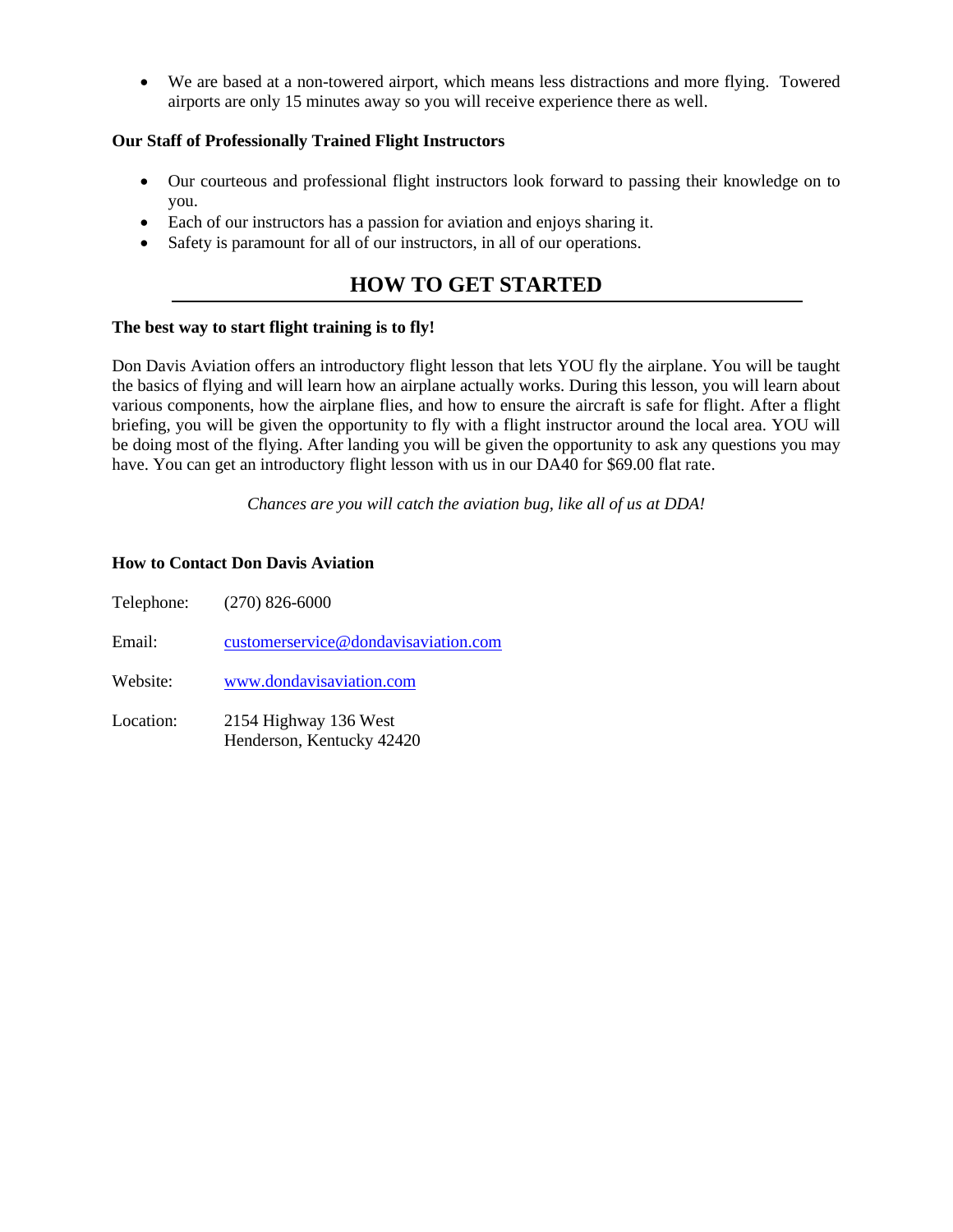- We are based at a non-towered airport, which means less distractions and more flying. Towered airports are only 15 minutes away so you will receive experience there as well.

**Our Staff of Professionally Trained Flight Instructors**

- Our courteous and professional flight instructors look forward to passing their knowledge on to you.
- Each of our instructors has a passion for aviation and enjoys sharing it.
- Safety is paramount for all of our instructors, in all of our operations.

## HOW TO GET STARTED

**The best way to start flight training is to fly!**

Don Davis Aviation offers an introductory flight lesson that lets YOU fly the airplane. You will be taught the basics of flying and will learn how an airplane actually works. During this lesson, you will learn about various components, how the airplane flies, and how to ensure the aircraft is safe for flight. After a flight briefing, you will be given the opportunity to fly with a flight instructor around the local area. YOU will be doing most of the flying. After landing you will be given the opportunity to ask any questions you may have. You can get an introductory flight lesson with us in our DA40 for $69.00 flat rate.

*Chances are you will catch the aviation bug, like all of us at DDA!*

**How to Contact Don Davis Aviation**

Telephone: (270) 826-6000

Email: customerservice@dondavisaviation.com

Website: www.dondavisaviation.com

Location: 2154 Highway 136 West
Henderson, Kentucky 42420